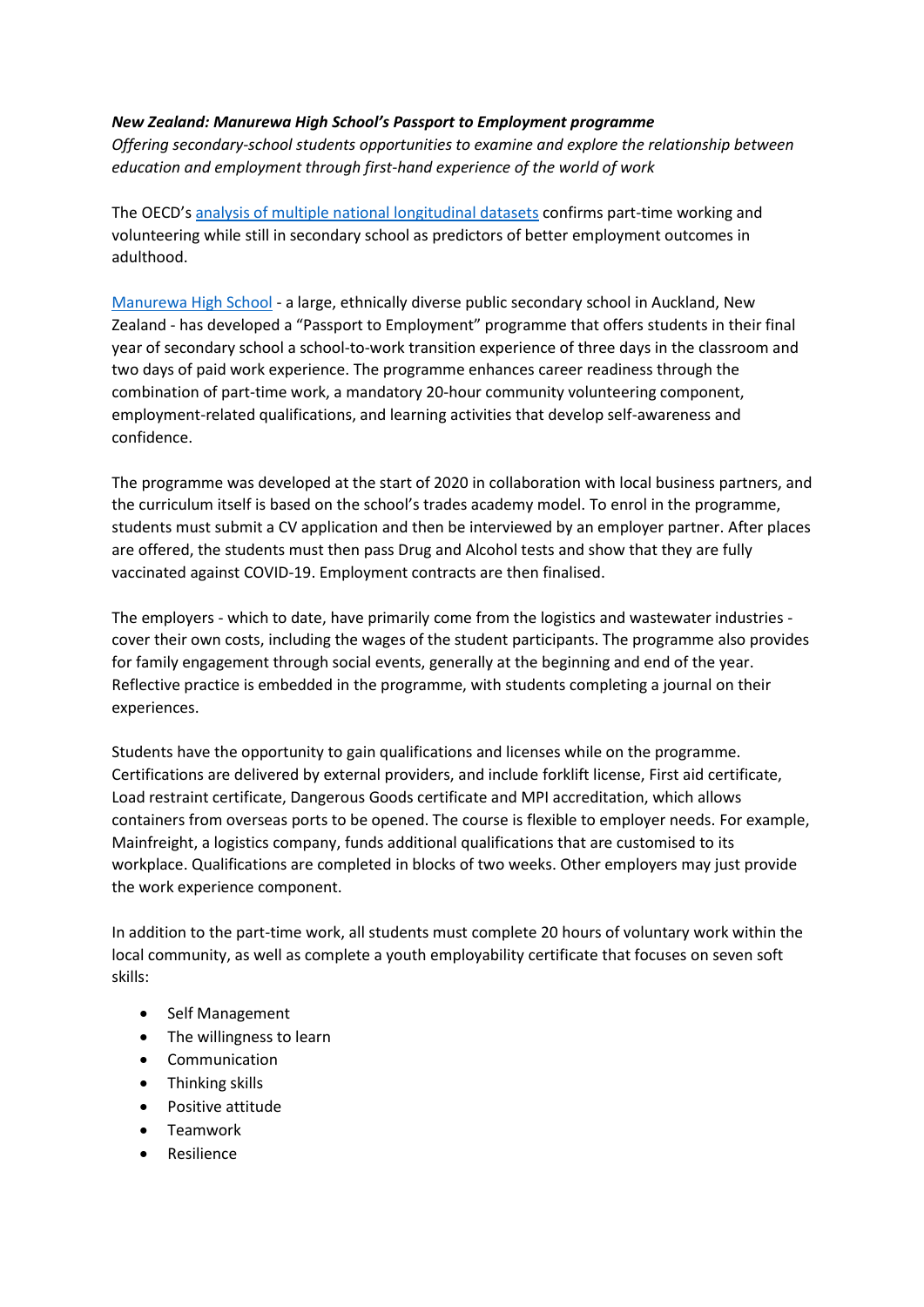***New Zealand: Manurewa High School's Passport to Employment programme***

*Offering secondary-school students opportunities to examine and explore the relationship between education and employment through first-hand experience of the world of work*

The OECD's [analysis of multiple national longitudinal datasets]() confirms part-time working and volunteering while still in secondary school as predictors of better employment outcomes in adulthood.

[Manurewa High School]() - a large, ethnically diverse public secondary school in Auckland, New Zealand - has developed a "Passport to Employment" programme that offers students in their final year of secondary school a school-to-work transition experience of three days in the classroom and two days of paid work experience. The programme enhances career readiness through the combination of part-time work, a mandatory 20-hour community volunteering component, employment-related qualifications, and learning activities that develop self-awareness and confidence.

The programme was developed at the start of 2020 in collaboration with local business partners, and the curriculum itself is based on the school's trades academy model. To enrol in the programme, students must submit a CV application and then be interviewed by an employer partner. After places are offered, the students must then pass Drug and Alcohol tests and show that they are fully vaccinated against COVID-19. Employment contracts are then finalised.

The employers - which to date, have primarily come from the logistics and wastewater industries - cover their own costs, including the wages of the student participants. The programme also provides for family engagement through social events, generally at the beginning and end of the year. Reflective practice is embedded in the programme, with students completing a journal on their experiences.

Students have the opportunity to gain qualifications and licenses while on the programme. Certifications are delivered by external providers, and include forklift license, First aid certificate, Load restraint certificate, Dangerous Goods certificate and MPI accreditation, which allows containers from overseas ports to be opened. The course is flexible to employer needs. For example, Mainfreight, a logistics company, funds additional qualifications that are customised to its workplace. Qualifications are completed in blocks of two weeks. Other employers may just provide the work experience component.

In addition to the part-time work, all students must complete 20 hours of voluntary work within the local community, as well as complete a youth employability certificate that focuses on seven soft skills:

- Self Management
- The willingness to learn
- Communication
- Thinking skills
- Positive attitude
- Teamwork
- Resilience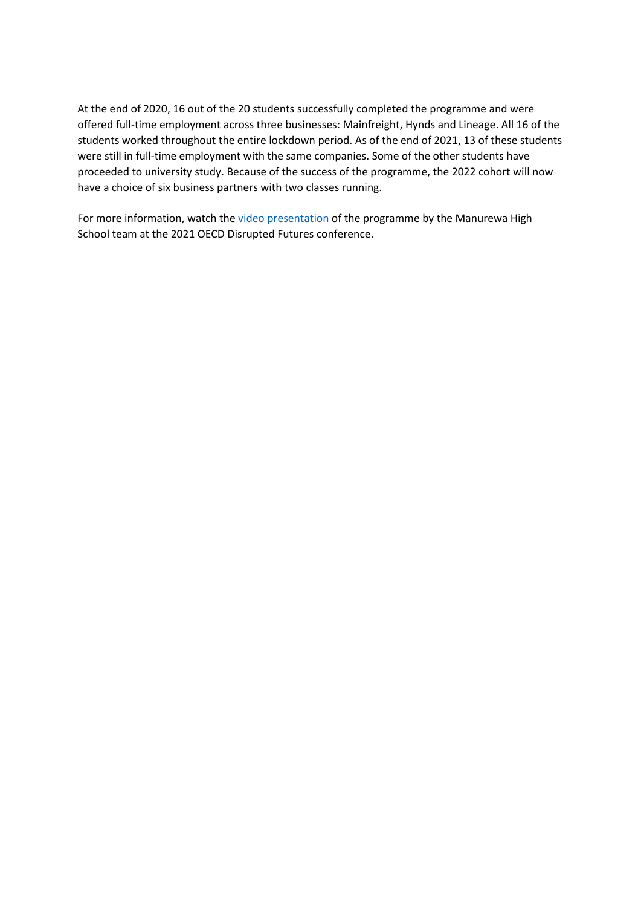At the end of 2020, 16 out of the 20 students successfully completed the programme and were offered full-time employment across three businesses: Mainfreight, Hynds and Lineage. All 16 of the students worked throughout the entire lockdown period. As of the end of 2021, 13 of these students were still in full-time employment with the same companies. Some of the other students have proceeded to university study. Because of the success of the programme, the 2022 cohort will now have a choice of six business partners with two classes running.

For more information, watch the video presentation of the programme by the Manurewa High School team at the 2021 OECD Disrupted Futures conference.